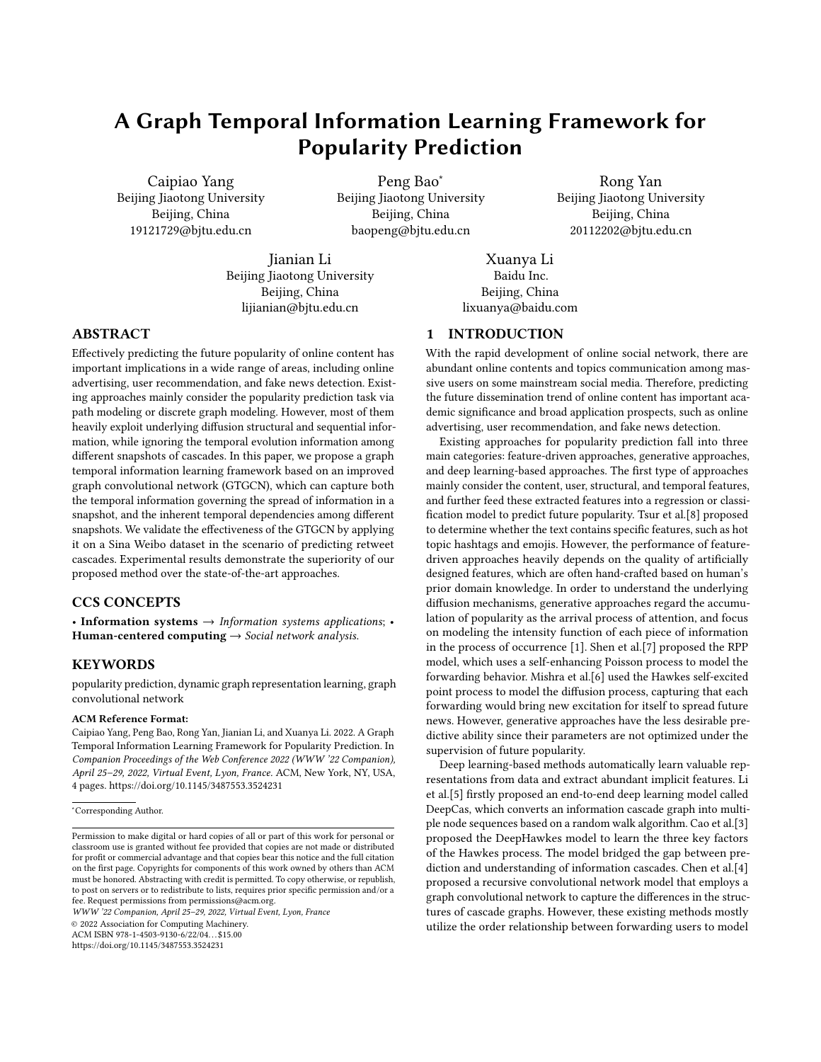# A Graph Temporal Information Learning Framework for Popularity Prediction

Caipiao Yang
Beijing Jiaotong University
Beijing, China
19121729@bjtu.edu.cn

Peng Bao*
Beijing Jiaotong University
Beijing, China
baopeng@bjtu.edu.cn

Rong Yan
Beijing Jiaotong University
Beijing, China
20112202@bjtu.edu.cn

Jianian Li
Beijing Jiaotong University
Beijing, China
lijianian@bjtu.edu.cn

Xuanya Li
Baidu Inc.
Beijing, China
lixuanya@baidu.com

## ABSTRACT

Effectively predicting the future popularity of online content has important implications in a wide range of areas, including online advertising, user recommendation, and fake news detection. Existing approaches mainly consider the popularity prediction task via path modeling or discrete graph modeling. However, most of them heavily exploit underlying diffusion structural and sequential information, while ignoring the temporal evolution information among different snapshots of cascades. In this paper, we propose a graph temporal information learning framework based on an improved graph convolutional network (GTGCN), which can capture both the temporal information governing the spread of information in a snapshot, and the inherent temporal dependencies among different snapshots. We validate the effectiveness of the GTGCN by applying it on a Sina Weibo dataset in the scenario of predicting retweet cascades. Experimental results demonstrate the superiority of our proposed method over the state-of-the-art approaches.

## CCS CONCEPTS

• **Information systems** → *Information systems applications*; • **Human-centered computing** → *Social network analysis.*

## KEYWORDS

popularity prediction, dynamic graph representation learning, graph convolutional network

**ACM Reference Format:**

Caipiao Yang, Peng Bao, Rong Yan, Jianian Li, and Xuanya Li. 2022. A Graph Temporal Information Learning Framework for Popularity Prediction. In *Companion Proceedings of the Web Conference 2022 (WWW '22 Companion), April 25–29, 2022, Virtual Event, Lyon, France.* ACM, New York, NY, USA, 4 pages. https://doi.org/10.1145/3487553.3524231

*Corresponding Author.

Permission to make digital or hard copies of all or part of this work for personal or classroom use is granted without fee provided that copies are not made or distributed for profit or commercial advantage and that copies bear this notice and the full citation on the first page. Copyrights for components of this work owned by others than ACM must be honored. Abstracting with credit is permitted. To copy otherwise, or republish, to post on servers or to redistribute to lists, requires prior specific permission and/or a fee. Request permissions from permissions@acm.org.
*WWW '22 Companion, April 25–29, 2022, Virtual Event, Lyon, France*
© 2022 Association for Computing Machinery.
ACM ISBN 978-1-4503-9130-6/22/04…$15.00
https://doi.org/10.1145/3487553.3524231

## 1 INTRODUCTION

With the rapid development of online social network, there are abundant online contents and topics communication among massive users on some mainstream social media. Therefore, predicting the future dissemination trend of online content has important academic significance and broad application prospects, such as online advertising, user recommendation, and fake news detection.

Existing approaches for popularity prediction fall into three main categories: feature-driven approaches, generative approaches, and deep learning-based approaches. The first type of approaches mainly consider the content, user, structural, and temporal features, and further feed these extracted features into a regression or classification model to predict future popularity. Tsur et al.[8] proposed to determine whether the text contains specific features, such as hot topic hashtags and emojis. However, the performance of feature-driven approaches heavily depends on the quality of artificially designed features, which are often hand-crafted based on human's prior domain knowledge. In order to understand the underlying diffusion mechanisms, generative approaches regard the accumulation of popularity as the arrival process of attention, and focus on modeling the intensity function of each piece of information in the process of occurrence [1]. Shen et al.[7] proposed the RPP model, which uses a self-enhancing Poisson process to model the forwarding behavior. Mishra et al.[6] used the Hawkes self-excited point process to model the diffusion process, capturing that each forwarding would bring new excitation for itself to spread future news. However, generative approaches have the less desirable predictive ability since their parameters are not optimized under the supervision of future popularity.

Deep learning-based methods automatically learn valuable representations from data and extract abundant implicit features. Li et al.[5] firstly proposed an end-to-end deep learning model called DeepCas, which converts an information cascade graph into multiple node sequences based on a random walk algorithm. Cao et al.[3] proposed the DeepHawkes model to learn the three key factors of the Hawkes process. The model bridged the gap between prediction and understanding of information cascades. Chen et al.[4] proposed a recursive convolutional network model that employs a graph convolutional network to capture the differences in the structures of cascade graphs. However, these existing methods mostly utilize the order relationship between forwarding users to model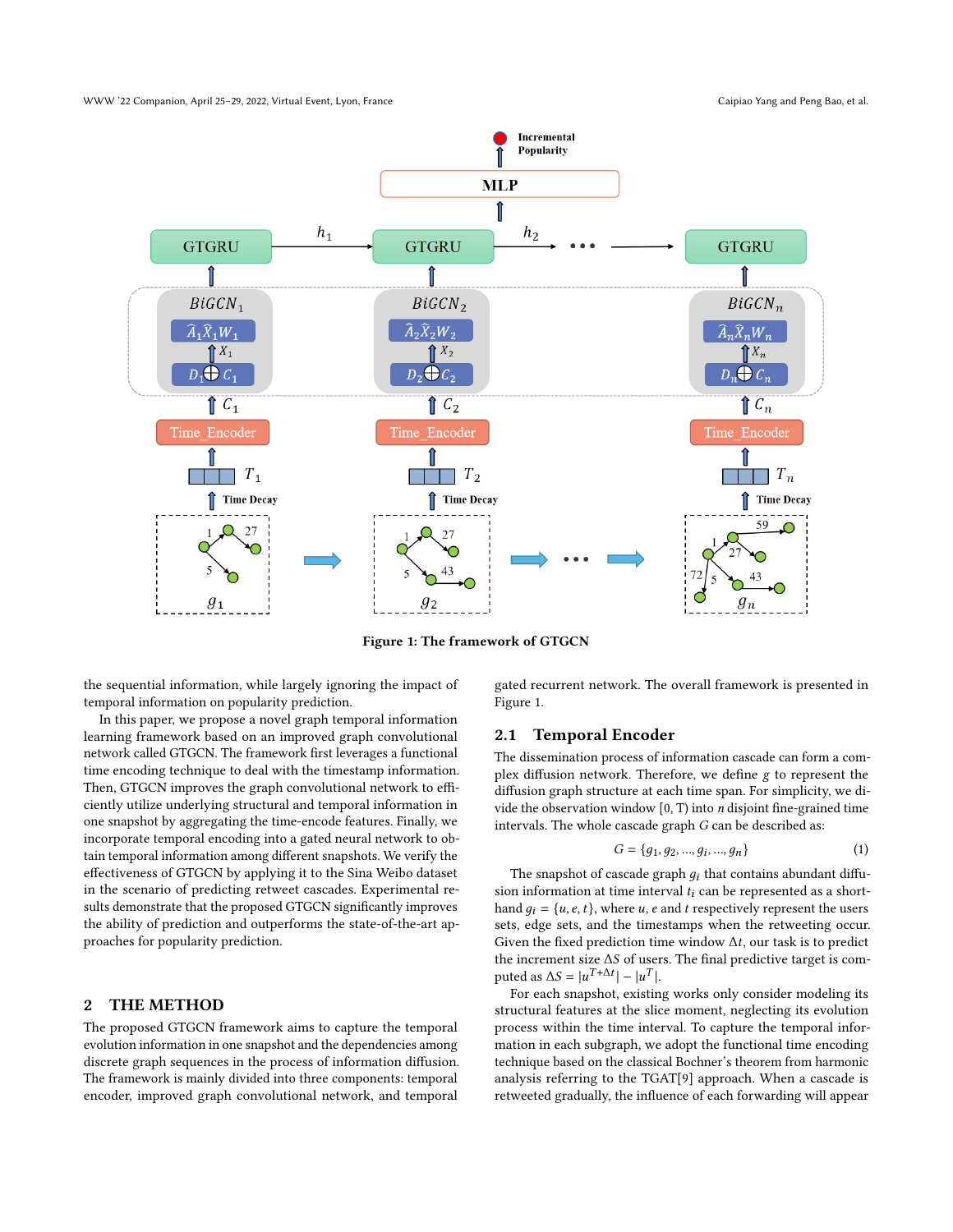Figure 1: The framework of GTGCN

the sequential information, while largely ignoring the impact of temporal information on popularity prediction.

In this paper, we propose a novel graph temporal information learning framework based on an improved graph convolutional network called GTGCN. The framework first leverages a functional time encoding technique to deal with the timestamp information. Then, GTGCN improves the graph convolutional network to efficiently utilize underlying structural and temporal information in one snapshot by aggregating the time-encode features. Finally, we incorporate temporal encoding into a gated neural network to obtain temporal information among different snapshots. We verify the effectiveness of GTGCN by applying it to the Sina Weibo dataset in the scenario of predicting retweet cascades. Experimental results demonstrate that the proposed GTGCN significantly improves the ability of prediction and outperforms the state-of-the-art approaches for popularity prediction.

## 2 THE METHOD

The proposed GTGCN framework aims to capture the temporal evolution information in one snapshot and the dependencies among discrete graph sequences in the process of information diffusion. The framework is mainly divided into three components: temporal encoder, improved graph convolutional network, and temporal gated recurrent network. The overall framework is presented in Figure 1.

### 2.1 Temporal Encoder

The dissemination process of information cascade can form a complex diffusion network. Therefore, we define $g$ to represent the diffusion graph structure at each time span. For simplicity, we divide the observation window $[0, T)$ into $n$ disjoint fine-grained time intervals. The whole cascade graph $G$ can be described as:

$$G = \{g_1, g_2, ..., g_i, ..., g_n\} \tag{1}$$

The snapshot of cascade graph $g_i$ that contains abundant diffusion information at time interval $t_i$ can be represented as a shorthand $g_i = \{u, e, t\}$, where $u$, $e$ and $t$ respectively represent the users sets, edge sets, and the timestamps when the retweeting occur. Given the fixed prediction time window $\Delta t$, our task is to predict the increment size $\Delta S$ of users. The final predictive target is computed as $\Delta S = |u^{T+\Delta t}| - |u^{T}|$.

For each snapshot, existing works only consider modeling its structural features at the slice moment, neglecting its evolution process within the time interval. To capture the temporal information in each subgraph, we adopt the functional time encoding technique based on the classical Bochner's theorem from harmonic analysis referring to the TGAT[9] approach. When a cascade is retweeted gradually, the influence of each forwarding will appear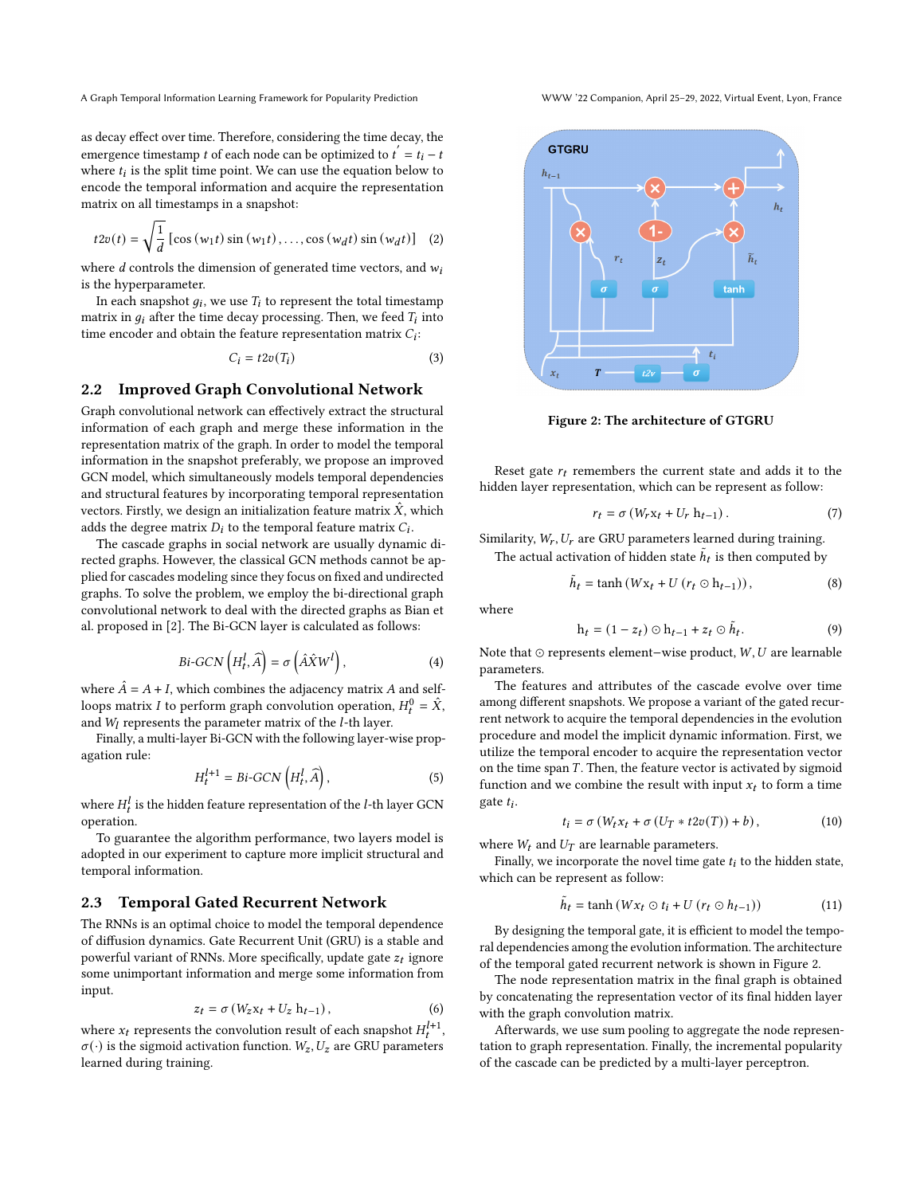as decay effect over time. Therefore, considering the time decay, the emergence timestamp $t$ of each node can be optimized to $t' = t_i - t$ where $t_i$ is the split time point. We can use the equation below to encode the temporal information and acquire the representation matrix on all timestamps in a snapshot:

$$t2v(t) = \sqrt{\frac{1}{d}}\left[\cos\left(w_1 t\right)\sin\left(w_1 t\right), \ldots, \cos\left(w_d t\right)\sin\left(w_d t\right)\right] \quad (2)$$

where $d$ controls the dimension of generated time vectors, and $w_i$ is the hyperparameter.

In each snapshot $g_i$, we use $T_i$ to represent the total timestamp matrix in $g_i$ after the time decay processing. Then, we feed $T_i$ into time encoder and obtain the feature representation matrix $C_i$:

$$C_i = t2v(T_i) \quad (3)$$

## 2.2 Improved Graph Convolutional Network

Graph convolutional network can effectively extract the structural information of each graph and merge these information in the representation matrix of the graph. In order to model the temporal information in the snapshot preferably, we propose an improved GCN model, which simultaneously models temporal dependencies and structural features by incorporating temporal representation vectors. Firstly, we design an initialization feature matrix $\hat{X}$, which adds the degree matrix $D_i$ to the temporal feature matrix $C_i$.

The cascade graphs in social network are usually dynamic directed graphs. However, the classical GCN methods cannot be applied for cascades modeling since they focus on fixed and undirected graphs. To solve the problem, we employ the bi-directional graph convolutional network to deal with the directed graphs as Bian et al. proposed in [2]. The Bi-GCN layer is calculated as follows:

$$\textit{Bi-GCN}\left(H_t^l, \widehat{A}\right) = \sigma\left(\hat{A}\hat{X}W^l\right), \quad (4)$$

where $\hat{A} = A + I$, which combines the adjacency matrix $A$ and self-loops matrix $I$ to perform graph convolution operation, $H_t^0 = \hat{X}$, and $W_l$ represents the parameter matrix of the $l$-th layer.

Finally, a multi-layer Bi-GCN with the following layer-wise propagation rule:

$$H_t^{l+1} = \textit{Bi-GCN}\left(H_t^l, \widehat{A}\right), \quad (5)$$

where $H_t^l$ is the hidden feature representation of the $l$-th layer GCN operation.

To guarantee the algorithm performance, two layers model is adopted in our experiment to capture more implicit structural and temporal information.

## 2.3 Temporal Gated Recurrent Network

The RNNs is an optimal choice to model the temporal dependence of diffusion dynamics. Gate Recurrent Unit (GRU) is a stable and powerful variant of RNNs. More specifically, update gate $z_t$ ignore some unimportant information and merge some information from input.

$$z_t = \sigma\left(W_z x_t + U_z h_{t-1}\right), \quad (6)$$

where $x_t$ represents the convolution result of each snapshot $H_t^{l+1}$, $\sigma(\cdot)$ is the sigmoid activation function. $W_z, U_z$ are GRU parameters learned during training.

Figure 2: The architecture of GTGRU

Reset gate $r_t$ remembers the current state and adds it to the hidden layer representation, which can be represent as follow:

$$r_t = \sigma\left(W_r x_t + U_r h_{t-1}\right). \quad (7)$$

Similarity, $W_r, U_r$ are GRU parameters learned during training.

The actual activation of hidden state $\tilde{h}_t$ is then computed by

$$\tilde{h}_t = \tanh\left(W x_t + U\left(r_t \odot h_{t-1}\right)\right), \quad (8)$$

where

$$h_t = (1 - z_t) \odot h_{t-1} + z_t \odot \tilde{h}_t. \quad (9)$$

Note that $\odot$ represents element−wise product, $W, U$ are learnable parameters.

The features and attributes of the cascade evolve over time among different snapshots. We propose a variant of the gated recurrent network to acquire the temporal dependencies in the evolution procedure and model the implicit dynamic information. First, we utilize the temporal encoder to acquire the representation vector on the time span $T$. Then, the feature vector is activated by sigmoid function and we combine the result with input $x_t$ to form a time gate $t_i$.

$$t_i = \sigma\left(W_t x_t + \sigma\left(U_T * t2v(T)\right) + b\right), \quad (10)$$

where $W_t$ and $U_T$ are learnable parameters.

Finally, we incorporate the novel time gate $t_i$ to the hidden state, which can be represent as follow:

$$\tilde{h}_t = \tanh\left(W x_t \odot t_i + U\left(r_t \odot h_{t-1}\right)\right) \quad (11)$$

By designing the temporal gate, it is efficient to model the temporal dependencies among the evolution information. The architecture of the temporal gated recurrent network is shown in Figure 2.

The node representation matrix in the final graph is obtained by concatenating the representation vector of its final hidden layer with the graph convolution matrix.

Afterwards, we use sum pooling to aggregate the node representation to graph representation. Finally, the incremental popularity of the cascade can be predicted by a multi-layer perceptron.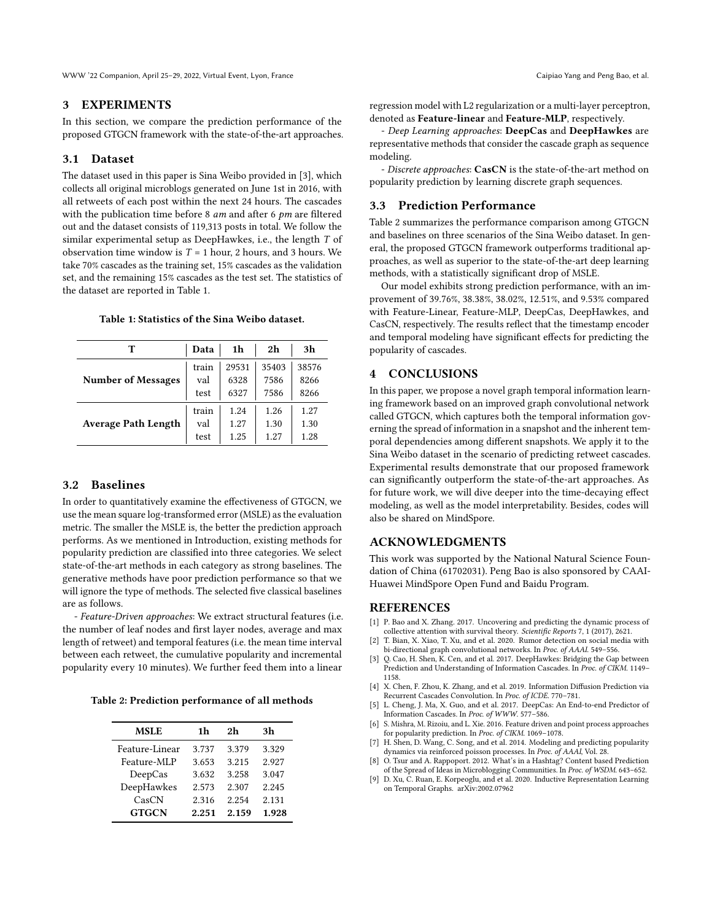## 3 EXPERIMENTS

In this section, we compare the prediction performance of the proposed GTGCN framework with the state-of-the-art approaches.

### 3.1 Dataset

The dataset used in this paper is Sina Weibo provided in [3], which collects all original microblogs generated on June 1st in 2016, with all retweets of each post within the next 24 hours. The cascades with the publication time before 8 *am* and after 6 *pm* are filtered out and the dataset consists of 119,313 posts in total. We follow the similar experimental setup as DeepHawkes, i.e., the length $T$ of observation time window is $T = 1$ hour, 2 hours, and 3 hours. We take 70% cascades as the training set, 15% cascades as the validation set, and the remaining 15% cascades as the test set. The statistics of the dataset are reported in Table 1.

**Table 1: Statistics of the Sina Weibo dataset.**

| T | Data | 1h | 2h | 3h |
|---|---|---|---|---|
| **Number of Messages** | train | 29531 | 35403 | 38576 |
| | val | 6328 | 7586 | 8266 |
| | test | 6327 | 7586 | 8266 |
| **Average Path Length** | train | 1.24 | 1.26 | 1.27 |
| | val | 1.27 | 1.30 | 1.30 |
| | test | 1.25 | 1.27 | 1.28 |

### 3.2 Baselines

In order to quantitatively examine the effectiveness of GTGCN, we use the mean square log-transformed error (MSLE) as the evaluation metric. The smaller the MSLE is, the better the prediction approach performs. As we mentioned in Introduction, existing methods for popularity prediction are classified into three categories. We select state-of-the-art methods in each category as strong baselines. The generative methods have poor prediction performance so that we will ignore the type of methods. The selected five classical baselines are as follows.

- *Feature-Driven approaches*: We extract structural features (i.e. the number of leaf nodes and first layer nodes, average and max length of retweet) and temporal features (i.e. the mean time interval between each retweet, the cumulative popularity and incremental popularity every 10 minutes). We further feed them into a linear regression model with L2 regularization or a multi-layer perceptron, denoted as **Feature-linear** and **Feature-MLP**, respectively.

- *Deep Learning approaches*: **DeepCas** and **DeepHawkes** are representative methods that consider the cascade graph as sequence modeling.

- *Discrete approaches*: **CasCN** is the state-of-the-art method on popularity prediction by learning discrete graph sequences.

**Table 2: Prediction performance of all methods**

| MSLE | 1h | 2h | 3h |
|---|---|---|---|
| Feature-Linear | 3.737 | 3.379 | 3.329 |
| Feature-MLP | 3.653 | 3.215 | 2.927 |
| DeepCas | 3.632 | 3.258 | 3.047 |
| DeepHawkes | 2.573 | 2.307 | 2.245 |
| CasCN | 2.316 | 2.254 | 2.131 |
| **GTGCN** | **2.251** | **2.159** | **1.928** |

### 3.3 Prediction Performance

Table 2 summarizes the performance comparison among GTGCN and baselines on three scenarios of the Sina Weibo dataset. In general, the proposed GTGCN framework outperforms traditional approaches, as well as superior to the state-of-the-art deep learning methods, with a statistically significant drop of MSLE.

Our model exhibits strong prediction performance, with an improvement of 39.76%, 38.38%, 38.02%, 12.51%, and 9.53% compared with Feature-Linear, Feature-MLP, DeepCas, DeepHawkes, and CasCN, respectively. The results reflect that the timestamp encoder and temporal modeling have significant effects for predicting the popularity of cascades.

## 4 CONCLUSIONS

In this paper, we propose a novel graph temporal information learning framework based on an improved graph convolutional network called GTGCN, which captures both the temporal information governing the spread of information in a snapshot and the inherent temporal dependencies among different snapshots. We apply it to the Sina Weibo dataset in the scenario of predicting retweet cascades. Experimental results demonstrate that our proposed framework can significantly outperform the state-of-the-art approaches. As for future work, we will dive deeper into the time-decaying effect modeling, as well as the model interpretability. Besides, codes will also be shared on MindSpore.

## ACKNOWLEDGMENTS

This work was supported by the National Natural Science Foundation of China (61702031). Peng Bao is also sponsored by CAAI-Huawei MindSpore Open Fund and Baidu Program.

## REFERENCES

[1] P. Bao and X. Zhang. 2017. Uncovering and predicting the dynamic process of collective attention with survival theory. *Scientific Reports* 7, 1 (2017), 2621.

[2] T. Bian, X. Xiao, T. Xu, and et al. 2020. Rumor detection on social media with bi-directional graph convolutional networks. In *Proc. of AAAI*. 549–556.

[3] Q. Cao, H. Shen, K. Cen, and et al. 2017. DeepHawkes: Bridging the Gap between Prediction and Understanding of Information Cascades. In *Proc. of CIKM*. 1149–1158.

[4] X. Chen, F. Zhou, K. Zhang, and et al. 2019. Information Diffusion Prediction via Recurrent Cascades Convolution. In *Proc. of ICDE*. 770–781.

[5] L. Cheng, J. Ma, X. Guo, and et al. 2017. DeepCas: An End-to-end Predictor of Information Cascades. In *Proc. of WWW*. 577–586.

[6] S. Mishra, M. Rizoiu, and L. Xie. 2016. Feature driven and point process approaches for popularity prediction. In *Proc. of CIKM*. 1069–1078.

[7] H. Shen, D. Wang, C. Song, and et al. 2014. Modeling and predicting popularity dynamics via reinforced poisson processes. In *Proc. of AAAI*, Vol. 28.

[8] O. Tsur and A. Rappoport. 2012. What's in a Hashtag? Content based Prediction of the Spread of Ideas in Microblogging Communities. In *Proc. of WSDM*. 643–652.

[9] D. Xu, C. Ruan, E. Korpeoglu, and et al. 2020. Inductive Representation Learning on Temporal Graphs. arXiv:2002.07962